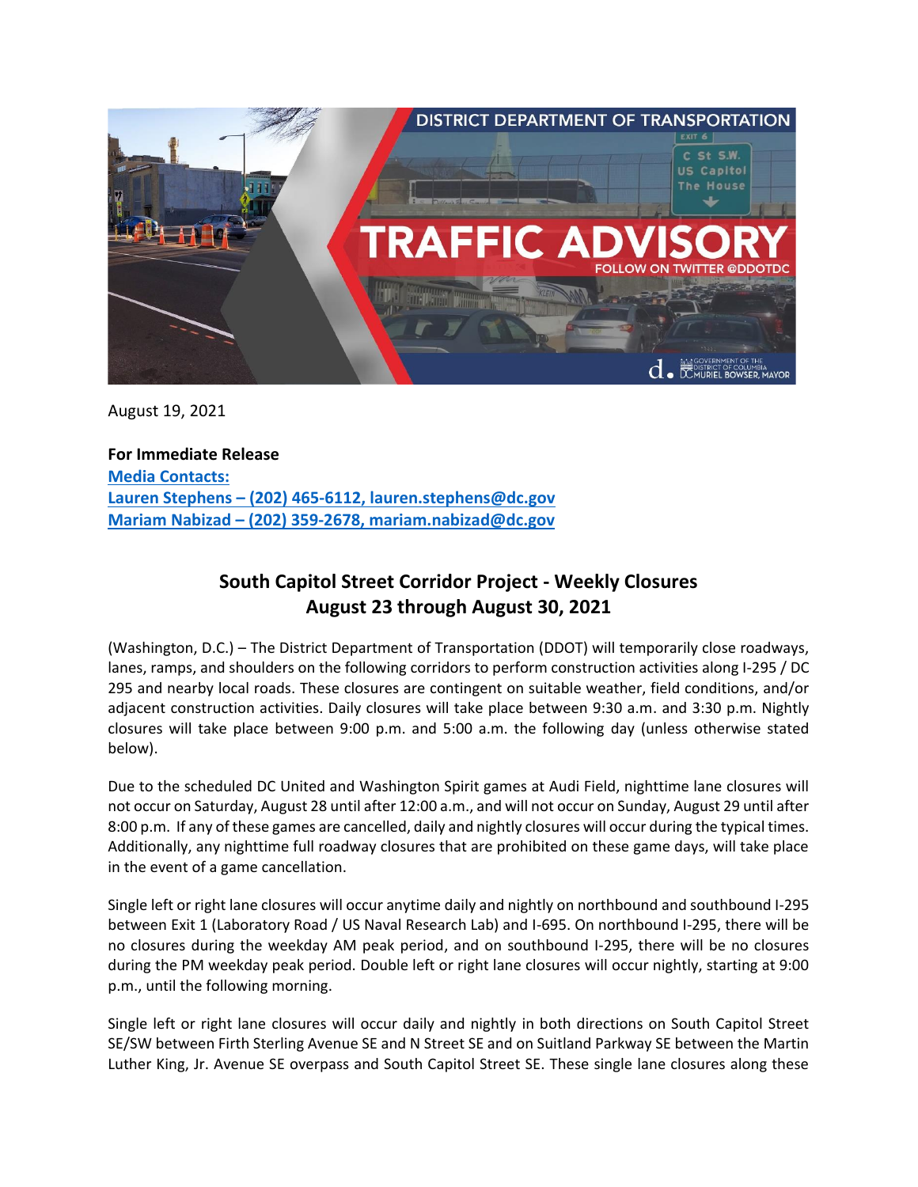August 19, 2021

**For Immediate Release**
**Media Contacts:**
**Lauren Stephens – (202) 465-6112, lauren.stephens@dc.gov**
**Mariam Nabizad – (202) 359-2678, mariam.nabizad@dc.gov**

## South Capitol Street Corridor Project - Weekly Closures
## August 23 through August 30, 2021

(Washington, D.C.) – The District Department of Transportation (DDOT) will temporarily close roadways, lanes, ramps, and shoulders on the following corridors to perform construction activities along I-295 / DC 295 and nearby local roads. These closures are contingent on suitable weather, field conditions, and/or adjacent construction activities. Daily closures will take place between 9:30 a.m. and 3:30 p.m. Nightly closures will take place between 9:00 p.m. and 5:00 a.m. the following day (unless otherwise stated below).

Due to the scheduled DC United and Washington Spirit games at Audi Field, nighttime lane closures will not occur on Saturday, August 28 until after 12:00 a.m., and will not occur on Sunday, August 29 until after 8:00 p.m. If any of these games are cancelled, daily and nightly closures will occur during the typical times. Additionally, any nighttime full roadway closures that are prohibited on these game days, will take place in the event of a game cancellation.

Single left or right lane closures will occur anytime daily and nightly on northbound and southbound I-295 between Exit 1 (Laboratory Road / US Naval Research Lab) and I-695. On northbound I-295, there will be no closures during the weekday AM peak period, and on southbound I-295, there will be no closures during the PM weekday peak period. Double left or right lane closures will occur nightly, starting at 9:00 p.m., until the following morning.

Single left or right lane closures will occur daily and nightly in both directions on South Capitol Street SE/SW between Firth Sterling Avenue SE and N Street SE and on Suitland Parkway SE between the Martin Luther King, Jr. Avenue SE overpass and South Capitol Street SE. These single lane closures along these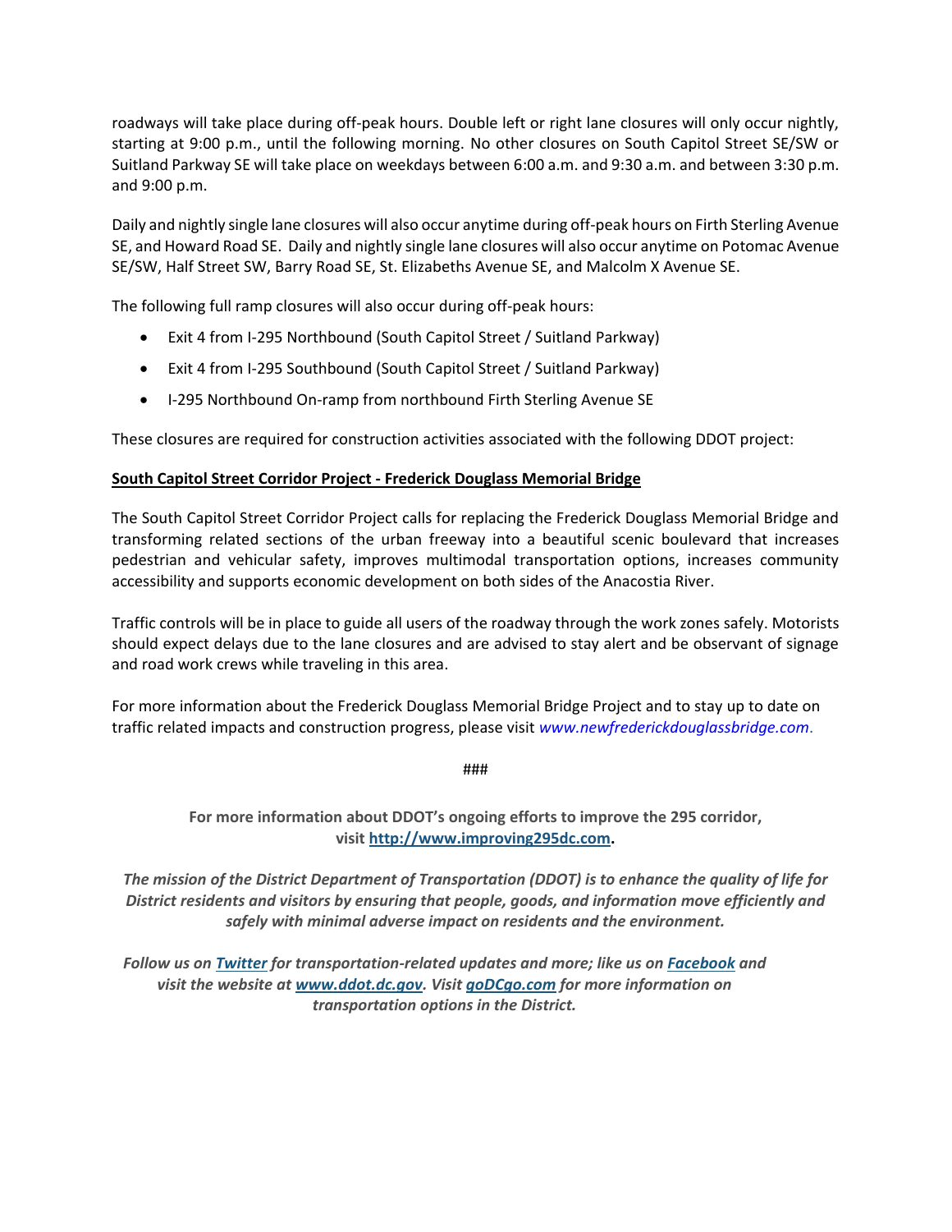roadways will take place during off-peak hours. Double left or right lane closures will only occur nightly, starting at 9:00 p.m., until the following morning. No other closures on South Capitol Street SE/SW or Suitland Parkway SE will take place on weekdays between 6:00 a.m. and 9:30 a.m. and between 3:30 p.m. and 9:00 p.m.

Daily and nightly single lane closures will also occur anytime during off-peak hours on Firth Sterling Avenue SE, and Howard Road SE. Daily and nightly single lane closures will also occur anytime on Potomac Avenue SE/SW, Half Street SW, Barry Road SE, St. Elizabeths Avenue SE, and Malcolm X Avenue SE.

The following full ramp closures will also occur during off-peak hours:

- Exit 4 from I-295 Northbound (South Capitol Street / Suitland Parkway)
- Exit 4 from I-295 Southbound (South Capitol Street / Suitland Parkway)
- I-295 Northbound On-ramp from northbound Firth Sterling Avenue SE

These closures are required for construction activities associated with the following DDOT project:

**South Capitol Street Corridor Project - Frederick Douglass Memorial Bridge**

The South Capitol Street Corridor Project calls for replacing the Frederick Douglass Memorial Bridge and transforming related sections of the urban freeway into a beautiful scenic boulevard that increases pedestrian and vehicular safety, improves multimodal transportation options, increases community accessibility and supports economic development on both sides of the Anacostia River.

Traffic controls will be in place to guide all users of the roadway through the work zones safely. Motorists should expect delays due to the lane closures and are advised to stay alert and be observant of signage and road work crews while traveling in this area.

For more information about the Frederick Douglass Memorial Bridge Project and to stay up to date on traffic related impacts and construction progress, please visit *www.newfrederickdouglassbridge.com*.

###

**For more information about DDOT's ongoing efforts to improve the 295 corridor, visit http://www.improving295dc.com.**

***The mission of the District Department of Transportation (DDOT) is to enhance the quality of life for District residents and visitors by ensuring that people, goods, and information move efficiently and safely with minimal adverse impact on residents and the environment.***

***Follow us on Twitter for transportation-related updates and more; like us on Facebook and visit the website at www.ddot.dc.gov. Visit goDCgo.com for more information on transportation options in the District.***